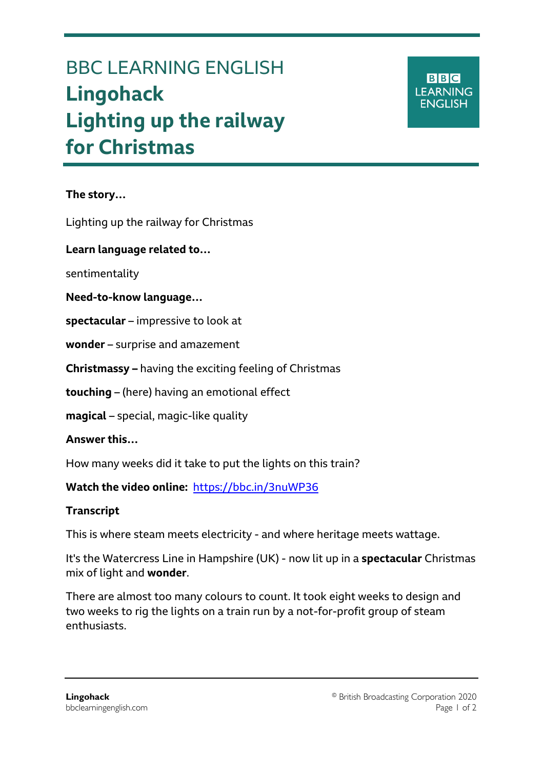# BBC LEARNING ENGLISH
# Lingohack
# Lighting up the railway for Christmas

**The story…**

Lighting up the railway for Christmas

**Learn language related to…**

sentimentality

**Need-to-know language…**

**spectacular** – impressive to look at

**wonder** – surprise and amazement

**Christmassy –** having the exciting feeling of Christmas

**touching** – (here) having an emotional effect

**magical** – special, magic-like quality

**Answer this…**

How many weeks did it take to put the lights on this train?

**Watch the video online:** https://bbc.in/3nuWP36

**Transcript**

This is where steam meets electricity - and where heritage meets wattage.

It's the Watercress Line in Hampshire (UK) - now lit up in a **spectacular** Christmas mix of light and **wonder**.

There are almost too many colours to count. It took eight weeks to design and two weeks to rig the lights on a train run by a not-for-profit group of steam enthusiasts.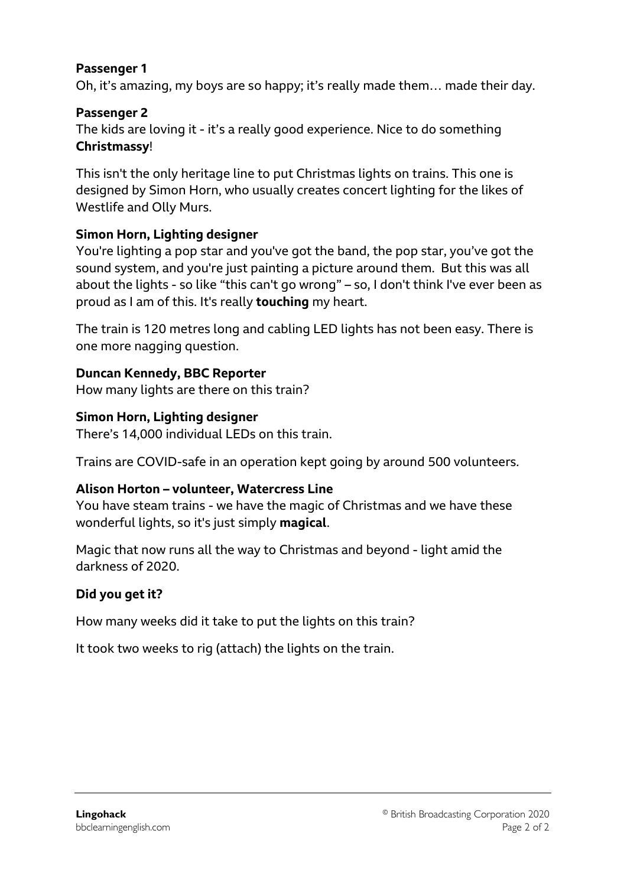**Passenger 1**
Oh, it's amazing, my boys are so happy; it's really made them… made their day.

**Passenger 2**
The kids are loving it - it's a really good experience. Nice to do something **Christmassy**!

This isn't the only heritage line to put Christmas lights on trains. This one is designed by Simon Horn, who usually creates concert lighting for the likes of Westlife and Olly Murs.

**Simon Horn, Lighting designer**
You're lighting a pop star and you've got the band, the pop star, you've got the sound system, and you're just painting a picture around them. But this was all about the lights - so like "this can't go wrong" – so, I don't think I've ever been as proud as I am of this. It's really **touching** my heart.

The train is 120 metres long and cabling LED lights has not been easy. There is one more nagging question.

**Duncan Kennedy, BBC Reporter**
How many lights are there on this train?

**Simon Horn, Lighting designer**
There's 14,000 individual LEDs on this train.

Trains are COVID-safe in an operation kept going by around 500 volunteers.

**Alison Horton – volunteer, Watercress Line**
You have steam trains - we have the magic of Christmas and we have these wonderful lights, so it's just simply **magical**.

Magic that now runs all the way to Christmas and beyond - light amid the darkness of 2020.

**Did you get it?**

How many weeks did it take to put the lights on this train?

It took two weeks to rig (attach) the lights on the train.